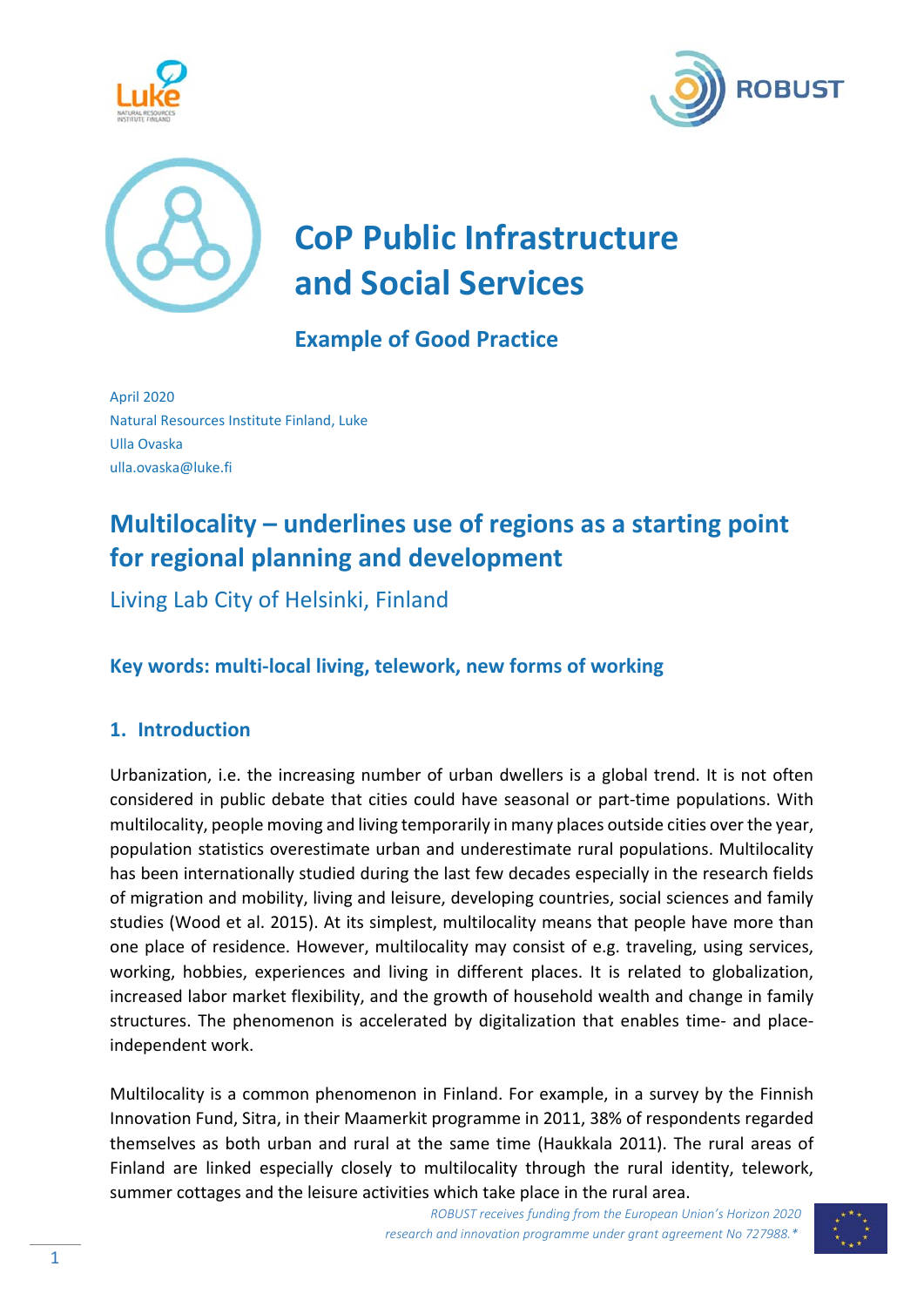# CoP Public Infrastructure and Social Services

### Example of Good Practice

April 2020
Natural Resources Institute Finland, Luke
Ulla Ovaska
ulla.ovaska@luke.fi

## Multilocality – underlines use of regions as a starting point for regional planning and development

Living Lab City of Helsinki, Finland

### Key words: multi-local living, telework, new forms of working

### 1. Introduction

Urbanization, i.e. the increasing number of urban dwellers is a global trend. It is not often considered in public debate that cities could have seasonal or part-time populations. With multilocality, people moving and living temporarily in many places outside cities over the year, population statistics overestimate urban and underestimate rural populations. Multilocality has been internationally studied during the last few decades especially in the research fields of migration and mobility, living and leisure, developing countries, social sciences and family studies (Wood et al. 2015). At its simplest, multilocality means that people have more than one place of residence. However, multilocality may consist of e.g. traveling, using services, working, hobbies, experiences and living in different places. It is related to globalization, increased labor market flexibility, and the growth of household wealth and change in family structures. The phenomenon is accelerated by digitalization that enables time- and place-independent work.

Multilocality is a common phenomenon in Finland. For example, in a survey by the Finnish Innovation Fund, Sitra, in their Maamerkit programme in 2011, 38% of respondents regarded themselves as both urban and rural at the same time (Haukkala 2011). The rural areas of Finland are linked especially closely to multilocality through the rural identity, telework, summer cottages and the leisure activities which take place in the rural area.

*ROBUST receives funding from the European Union's Horizon 2020 research and innovation programme under grant agreement No 727988.\**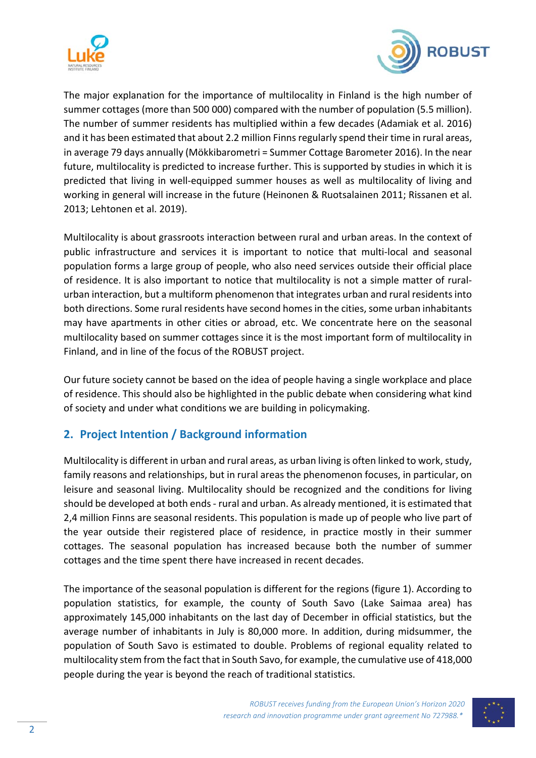The major explanation for the importance of multilocality in Finland is the high number of summer cottages (more than 500 000) compared with the number of population (5.5 million). The number of summer residents has multiplied within a few decades (Adamiak et al. 2016) and it has been estimated that about 2.2 million Finns regularly spend their time in rural areas, in average 79 days annually (Mökkibarometri = Summer Cottage Barometer 2016). In the near future, multilocality is predicted to increase further. This is supported by studies in which it is predicted that living in well-equipped summer houses as well as multilocality of living and working in general will increase in the future (Heinonen & Ruotsalainen 2011; Rissanen et al. 2013; Lehtonen et al. 2019).

Multilocality is about grassroots interaction between rural and urban areas. In the context of public infrastructure and services it is important to notice that multi-local and seasonal population forms a large group of people, who also need services outside their official place of residence. It is also important to notice that multilocality is not a simple matter of rural-urban interaction, but a multiform phenomenon that integrates urban and rural residents into both directions. Some rural residents have second homes in the cities, some urban inhabitants may have apartments in other cities or abroad, etc. We concentrate here on the seasonal multilocality based on summer cottages since it is the most important form of multilocality in Finland, and in line of the focus of the ROBUST project.

Our future society cannot be based on the idea of people having a single workplace and place of residence. This should also be highlighted in the public debate when considering what kind of society and under what conditions we are building in policymaking.

## 2. Project Intention / Background information

Multilocality is different in urban and rural areas, as urban living is often linked to work, study, family reasons and relationships, but in rural areas the phenomenon focuses, in particular, on leisure and seasonal living. Multilocality should be recognized and the conditions for living should be developed at both ends - rural and urban. As already mentioned, it is estimated that 2,4 million Finns are seasonal residents. This population is made up of people who live part of the year outside their registered place of residence, in practice mostly in their summer cottages. The seasonal population has increased because both the number of summer cottages and the time spent there have increased in recent decades.

The importance of the seasonal population is different for the regions (figure 1). According to population statistics, for example, the county of South Savo (Lake Saimaa area) has approximately 145,000 inhabitants on the last day of December in official statistics, but the average number of inhabitants in July is 80,000 more. In addition, during midsummer, the population of South Savo is estimated to double. Problems of regional equality related to multilocality stem from the fact that in South Savo, for example, the cumulative use of 418,000 people during the year is beyond the reach of traditional statistics.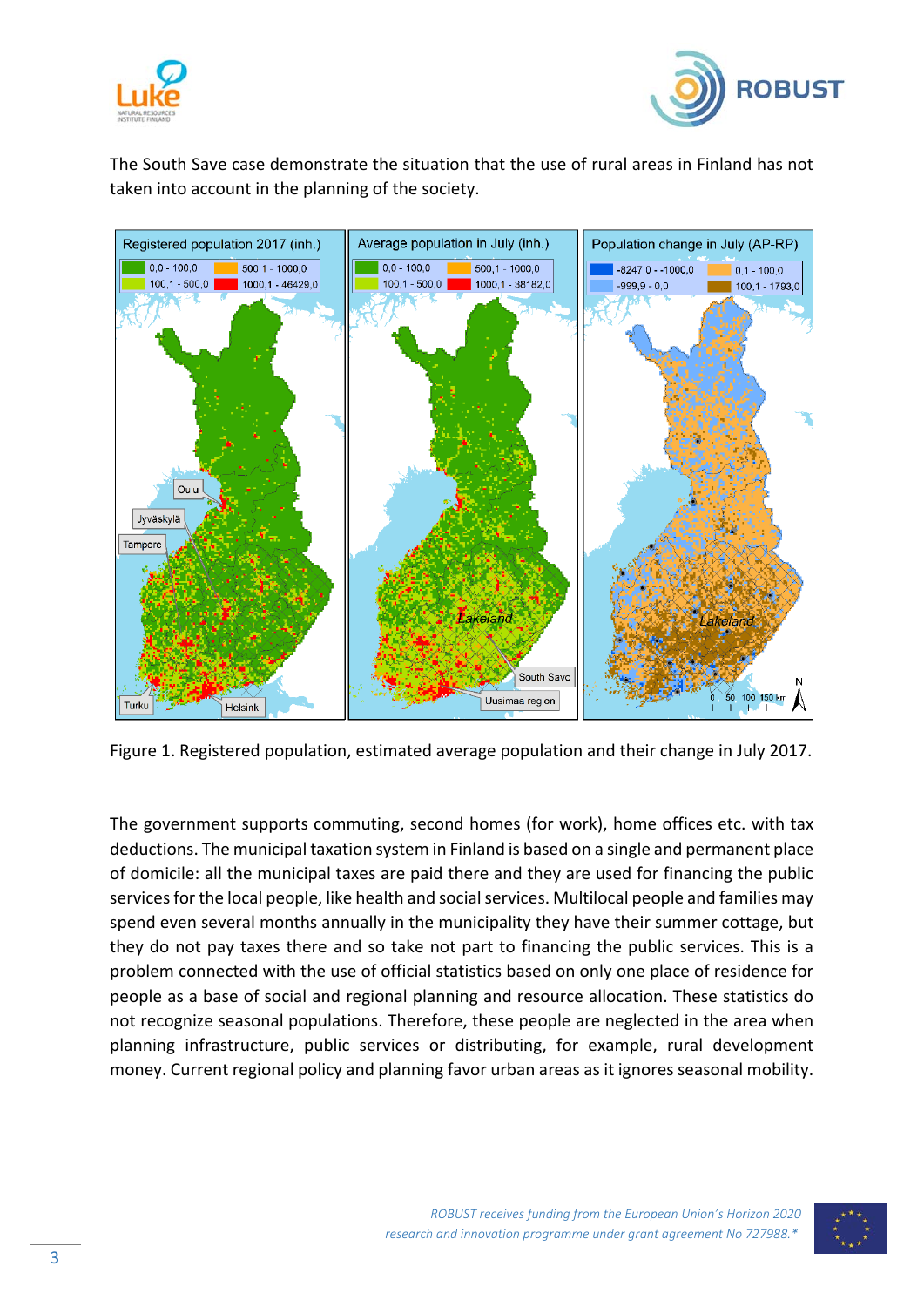The South Save case demonstrate the situation that the use of rural areas in Finland has not taken into account in the planning of the society.

Figure 1. Registered population, estimated average population and their change in July 2017.

The government supports commuting, second homes (for work), home offices etc. with tax deductions. The municipal taxation system in Finland is based on a single and permanent place of domicile: all the municipal taxes are paid there and they are used for financing the public services for the local people, like health and social services. Multilocal people and families may spend even several months annually in the municipality they have their summer cottage, but they do not pay taxes there and so take not part to financing the public services. This is a problem connected with the use of official statistics based on only one place of residence for people as a base of social and regional planning and resource allocation. These statistics do not recognize seasonal populations. Therefore, these people are neglected in the area when planning infrastructure, public services or distributing, for example, rural development money. Current regional policy and planning favor urban areas as it ignores seasonal mobility.

*ROBUST receives funding from the European Union's Horizon 2020 research and innovation programme under grant agreement No 727988.**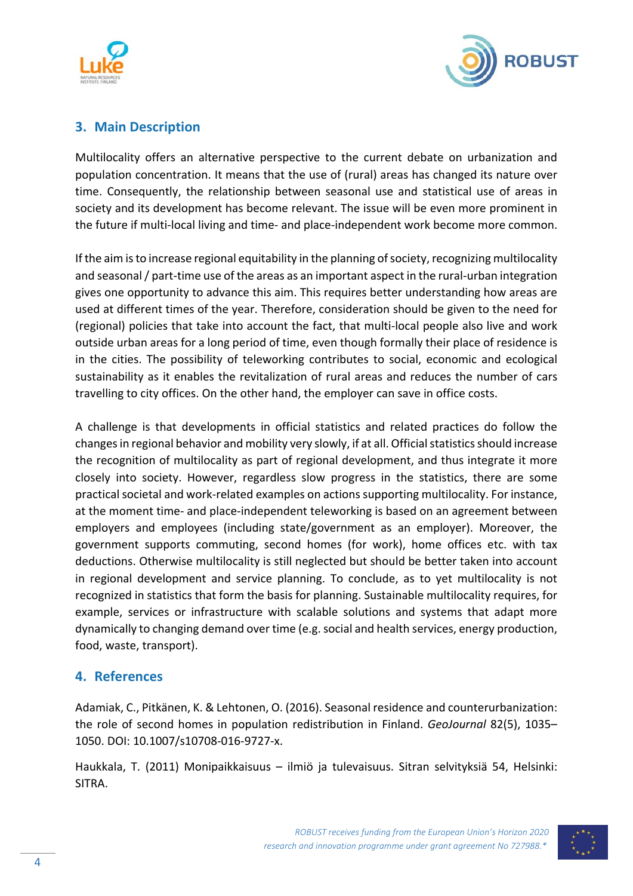## 3. Main Description

Multilocality offers an alternative perspective to the current debate on urbanization and population concentration. It means that the use of (rural) areas has changed its nature over time. Consequently, the relationship between seasonal use and statistical use of areas in society and its development has become relevant. The issue will be even more prominent in the future if multi-local living and time- and place-independent work become more common.

If the aim is to increase regional equitability in the planning of society, recognizing multilocality and seasonal / part-time use of the areas as an important aspect in the rural-urban integration gives one opportunity to advance this aim. This requires better understanding how areas are used at different times of the year. Therefore, consideration should be given to the need for (regional) policies that take into account the fact, that multi-local people also live and work outside urban areas for a long period of time, even though formally their place of residence is in the cities. The possibility of teleworking contributes to social, economic and ecological sustainability as it enables the revitalization of rural areas and reduces the number of cars travelling to city offices. On the other hand, the employer can save in office costs.

A challenge is that developments in official statistics and related practices do follow the changes in regional behavior and mobility very slowly, if at all. Official statistics should increase the recognition of multilocality as part of regional development, and thus integrate it more closely into society. However, regardless slow progress in the statistics, there are some practical societal and work-related examples on actions supporting multilocality. For instance, at the moment time- and place-independent teleworking is based on an agreement between employers and employees (including state/government as an employer). Moreover, the government supports commuting, second homes (for work), home offices etc. with tax deductions. Otherwise multilocality is still neglected but should be better taken into account in regional development and service planning. To conclude, as to yet multilocality is not recognized in statistics that form the basis for planning. Sustainable multilocality requires, for example, services or infrastructure with scalable solutions and systems that adapt more dynamically to changing demand over time (e.g. social and health services, energy production, food, waste, transport).

## 4. References

Adamiak, C., Pitkänen, K. & Lehtonen, O. (2016). Seasonal residence and counterurbanization: the role of second homes in population redistribution in Finland. *GeoJournal* 82(5), 1035–1050. DOI: 10.1007/s10708-016-9727-x.

Haukkala, T. (2011) Monipaikkaisuus – ilmiö ja tulevaisuus. Sitran selvityksiä 54, Helsinki: SITRA.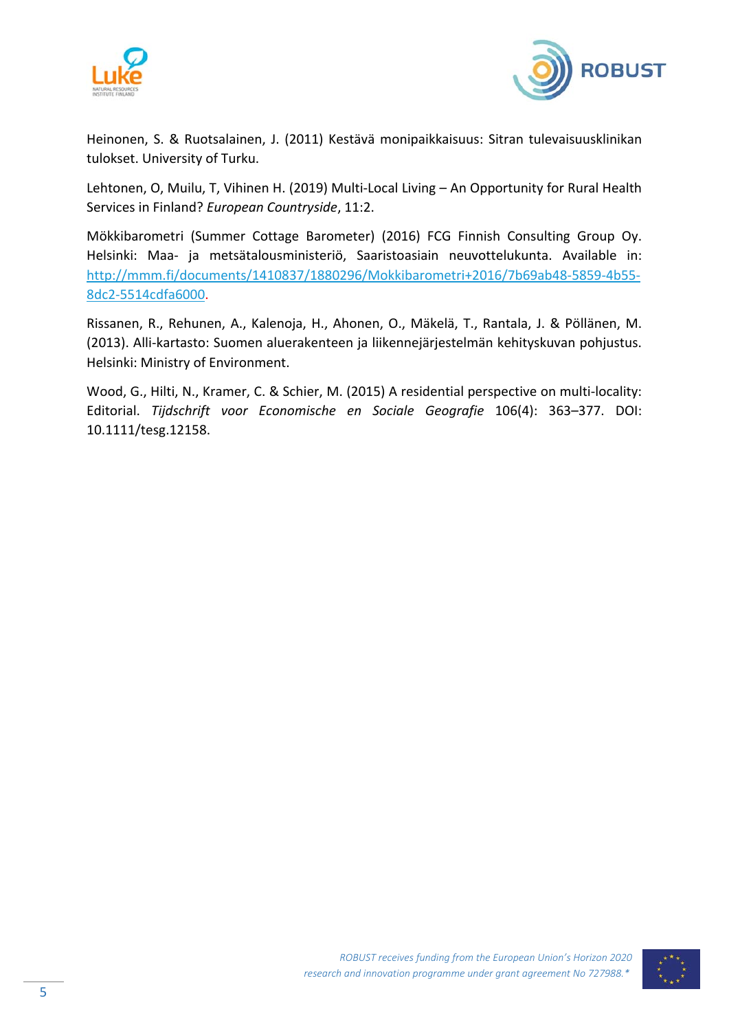Heinonen, S. & Ruotsalainen, J. (2011) Kestävä monipaikkaisuus: Sitran tulevaisuusklinikan tulokset. University of Turku.

Lehtonen, O, Muilu, T, Vihinen H. (2019) Multi-Local Living – An Opportunity for Rural Health Services in Finland? *European Countryside*, 11:2.

Mökkibarometri (Summer Cottage Barometer) (2016) FCG Finnish Consulting Group Oy. Helsinki: Maa- ja metsätalousministeriö, Saaristoasiain neuvottelukunta. Available in: [http://mmm.fi/documents/1410837/1880296/Mokkibarometri+2016/7b69ab48-5859-4b55-8dc2-5514cdfa6000](http://mmm.fi/documents/1410837/1880296/Mokkibarometri+2016/7b69ab48-5859-4b55-8dc2-5514cdfa6000).

Rissanen, R., Rehunen, A., Kalenoja, H., Ahonen, O., Mäkelä, T., Rantala, J. & Pöllänen, M. (2013). Alli-kartasto: Suomen aluerakenteen ja liikennejärjestelmän kehityskuvan pohjustus. Helsinki: Ministry of Environment.

Wood, G., Hilti, N., Kramer, C. & Schier, M. (2015) A residential perspective on multi-locality: Editorial. *Tijdschrift voor Economische en Sociale Geografie* 106(4): 363–377. DOI: 10.1111/tesg.12158.